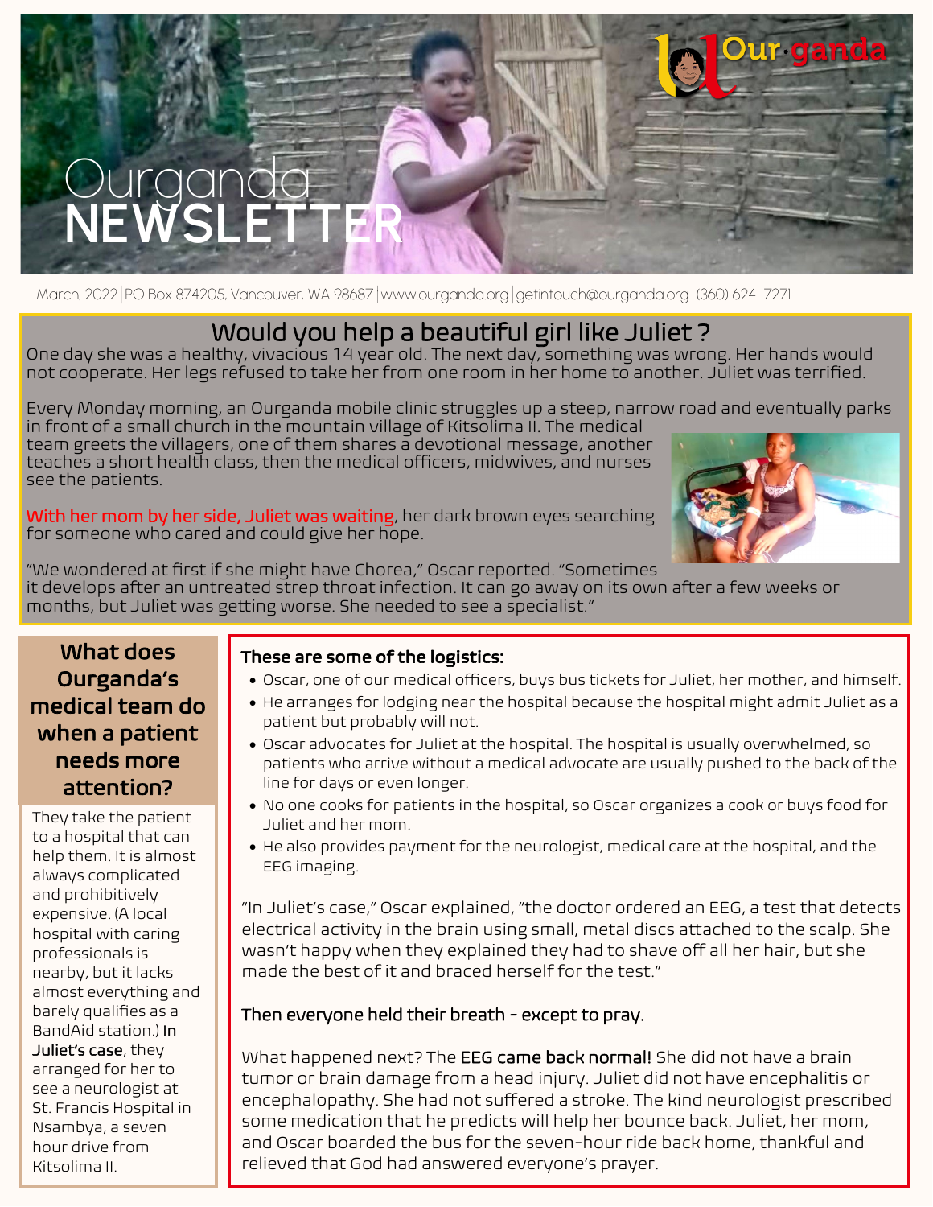# Ourganda NEWSLETTER

March, 2022 | PO Box 874205, Vancouver, WA 98687 | www.ourganda.org | getintouch@ourganda.org | (360) 624-7271

## Would you help a beautiful girl like Juliet ?

One day she was a healthy, vivacious 14 year old. The next day, something was wrong. Her hands would not cooperate. Her legs refused to take her from one room in her home to another. Juliet was terrified.

Every Monday morning, an Ourganda mobile clinic struggles up a steep, narrow road and eventually parks in front of a small church in the mountain village of Kitsolima II. The medical team greets the villagers, one of them shares a devotional message, another teaches a short health class, then the medical officers, midwives, and nurses see the patients.

With her mom by her side, Juliet was waiting, her dark brown eyes searching for someone who cared and could give her hope.

"We wondered at first if she might have Chorea," Oscar reported. "Sometimes it develops after an untreated strep throat infection. It can go away on its own after a few weeks or months, but Juliet was getting worse. She needed to see a specialist."

### What does Ourganda's medical team do when a patient needs more attention?

They take the patient to a hospital that can help them. It is almost always complicated and prohibitively expensive. (A local hospital with caring professionals is nearby, but it lacks almost everything and barely qualifies as a BandAid station.) In Juliet's case, they arranged for her to see a neurologist at St. Francis Hospital in Nsambya, a seven hour drive from Kitsolima II.

**These are some of the logistics:**

- Oscar, one of our medical officers, buys bus tickets for Juliet, her mother, and himself.
- He arranges for lodging near the hospital because the hospital might admit Juliet as a patient but probably will not.
- Oscar advocates for Juliet at the hospital. The hospital is usually overwhelmed, so patients who arrive without a medical advocate are usually pushed to the back of the line for days or even longer.
- No one cooks for patients in the hospital, so Oscar organizes a cook or buys food for Juliet and her mom.
- He also provides payment for the neurologist, medical care at the hospital, and the EEG imaging.

"In Juliet's case," Oscar explained, "the doctor ordered an EEG, a test that detects electrical activity in the brain using small, metal discs attached to the scalp. She wasn't happy when they explained they had to shave off all her hair, but she made the best of it and braced herself for the test."

**Then everyone held their breath - except to pray.**

What happened next? The **EEG came back normal!** She did not have a brain tumor or brain damage from a head injury. Juliet did not have encephalitis or encephalopathy. She had not suffered a stroke. The kind neurologist prescribed some medication that he predicts will help her bounce back. Juliet, her mom, and Oscar boarded the bus for the seven-hour ride back home, thankful and relieved that God had answered everyone's prayer.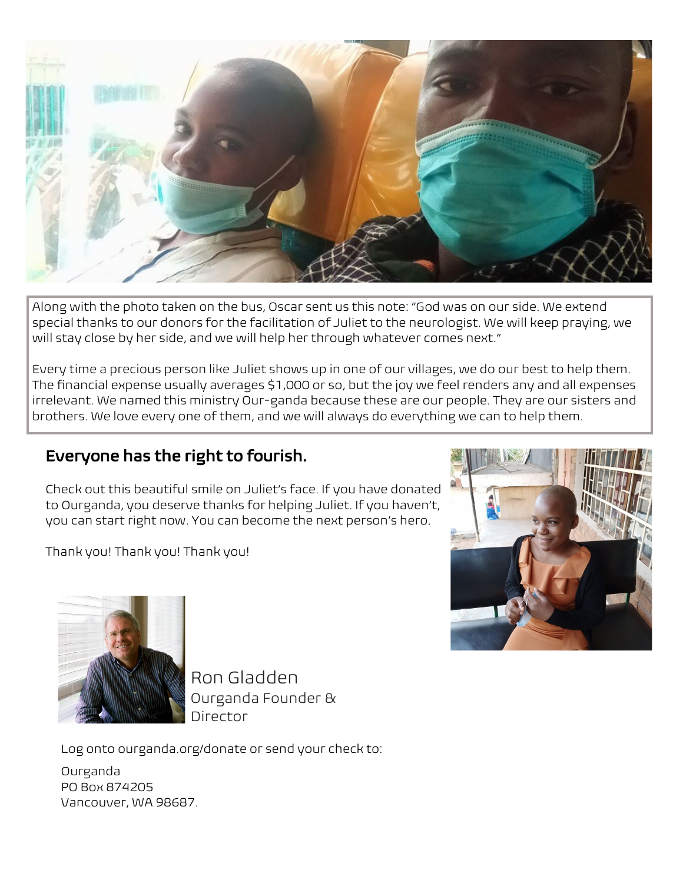Along with the photo taken on the bus, Oscar sent us this note: "God was on our side. We extend special thanks to our donors for the facilitation of Juliet to the neurologist. We will keep praying, we will stay close by her side, and we will help her through whatever comes next."

Every time a precious person like Juliet shows up in one of our villages, we do our best to help them. The financial expense usually averages $1,000 or so, but the joy we feel renders any and all expenses irrelevant. We named this ministry Our-ganda because these are our people. They are our sisters and brothers. We love every one of them, and we will always do everything we can to help them.

## Everyone has the right to fourish.

Check out this beautiful smile on Juliet's face. If you have donated to Ourganda, you deserve thanks for helping Juliet. If you haven't, you can start right now. You can become the next person's hero.

Thank you! Thank you! Thank you!

Ron Gladden
Ourganda Founder & Director

Log onto ourganda.org/donate or send your check to:

Ourganda
PO Box 874205
Vancouver, WA 98687.